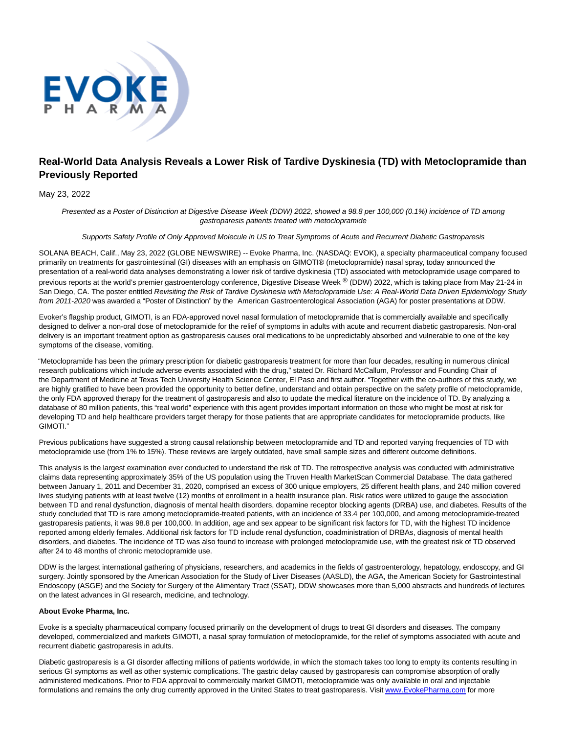# Real-World Data Analysis Reveals a Lower Risk of Tardive Dyskinesia (TD) with Metoclopramide than Previously Reported

May 23, 2022

*Presented as a Poster of Distinction at Digestive Disease Week (DDW) 2022, showed a 98.8 per 100,000 (0.1%) incidence of TD among gastroparesis patients treated with metoclopramide*

*Supports Safety Profile of Only Approved Molecule in US to Treat Symptoms of Acute and Recurrent Diabetic Gastroparesis*

SOLANA BEACH, Calif., May 23, 2022 (GLOBE NEWSWIRE) -- Evoke Pharma, Inc. (NASDAQ: EVOK), a specialty pharmaceutical company focused primarily on treatments for gastrointestinal (GI) diseases with an emphasis on GIMOTI® (metoclopramide) nasal spray, today announced the presentation of a real-world data analyses demonstrating a lower risk of tardive dyskinesia (TD) associated with metoclopramide usage compared to previous reports at the world's premier gastroenterology conference, Digestive Disease Week ® (DDW) 2022, which is taking place from May 21-24 in San Diego, CA. The poster entitled *Revisiting the Risk of Tardive Dyskinesia with Metoclopramide Use: A Real-World Data Driven Epidemiology Study from 2011-2020* was awarded a "Poster of Distinction" by the American Gastroenterological Association (AGA) for poster presentations at DDW.

Evoker's flagship product, GIMOTI, is an FDA-approved novel nasal formulation of metoclopramide that is commercially available and specifically designed to deliver a non-oral dose of metoclopramide for the relief of symptoms in adults with acute and recurrent diabetic gastroparesis. Non-oral delivery is an important treatment option as gastroparesis causes oral medications to be unpredictably absorbed and vulnerable to one of the key symptoms of the disease, vomiting.

"Metoclopramide has been the primary prescription for diabetic gastroparesis treatment for more than four decades, resulting in numerous clinical research publications which include adverse events associated with the drug," stated Dr. Richard McCallum, Professor and Founding Chair of the Department of Medicine at Texas Tech University Health Science Center, El Paso and first author. "Together with the co-authors of this study, we are highly gratified to have been provided the opportunity to better define, understand and obtain perspective on the safety profile of metoclopramide, the only FDA approved therapy for the treatment of gastroparesis and also to update the medical literature on the incidence of TD. By analyzing a database of 80 million patients, this "real world" experience with this agent provides important information on those who might be most at risk for developing TD and help healthcare providers target therapy for those patients that are appropriate candidates for metoclopramide products, like GIMOTI."

Previous publications have suggested a strong causal relationship between metoclopramide and TD and reported varying frequencies of TD with metoclopramide use (from 1% to 15%). These reviews are largely outdated, have small sample sizes and different outcome definitions.

This analysis is the largest examination ever conducted to understand the risk of TD. The retrospective analysis was conducted with administrative claims data representing approximately 35% of the US population using the Truven Health MarketScan Commercial Database. The data gathered between January 1, 2011 and December 31, 2020, comprised an excess of 300 unique employers, 25 different health plans, and 240 million covered lives studying patients with at least twelve (12) months of enrollment in a health insurance plan. Risk ratios were utilized to gauge the association between TD and renal dysfunction, diagnosis of mental health disorders, dopamine receptor blocking agents (DRBA) use, and diabetes. Results of the study concluded that TD is rare among metoclopramide-treated patients, with an incidence of 33.4 per 100,000, and among metoclopramide-treated gastroparesis patients, it was 98.8 per 100,000. In addition, age and sex appear to be significant risk factors for TD, with the highest TD incidence reported among elderly females. Additional risk factors for TD include renal dysfunction, coadministration of DRBAs, diagnosis of mental health disorders, and diabetes. The incidence of TD was also found to increase with prolonged metoclopramide use, with the greatest risk of TD observed after 24 to 48 months of chronic metoclopramide use.

DDW is the largest international gathering of physicians, researchers, and academics in the fields of gastroenterology, hepatology, endoscopy, and GI surgery. Jointly sponsored by the American Association for the Study of Liver Diseases (AASLD), the AGA, the American Society for Gastrointestinal Endoscopy (ASGE) and the Society for Surgery of the Alimentary Tract (SSAT), DDW showcases more than 5,000 abstracts and hundreds of lectures on the latest advances in GI research, medicine, and technology.

**About Evoke Pharma, Inc.**

Evoke is a specialty pharmaceutical company focused primarily on the development of drugs to treat GI disorders and diseases. The company developed, commercialized and markets GIMOTI, a nasal spray formulation of metoclopramide, for the relief of symptoms associated with acute and recurrent diabetic gastroparesis in adults.

Diabetic gastroparesis is a GI disorder affecting millions of patients worldwide, in which the stomach takes too long to empty its contents resulting in serious GI symptoms as well as other systemic complications. The gastric delay caused by gastroparesis can compromise absorption of orally administered medications. Prior to FDA approval to commercially market GIMOTI, metoclopramide was only available in oral and injectable formulations and remains the only drug currently approved in the United States to treat gastroparesis. Visit www.EvokePharma.com for more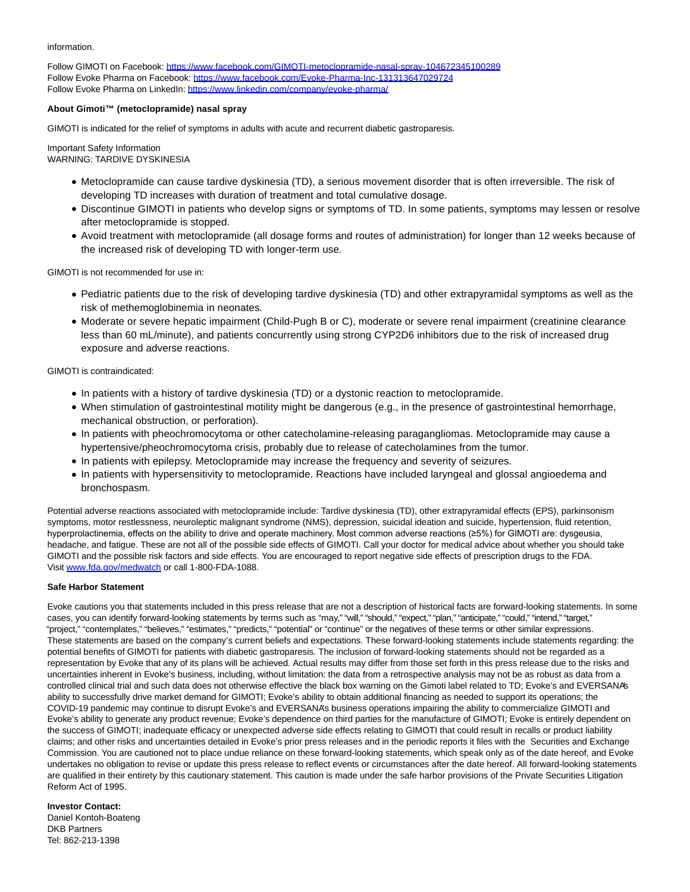information.

Follow GIMOTI on Facebook: https://www.facebook.com/GIMOTI-metoclopramide-nasal-spray-104672345100289
Follow Evoke Pharma on Facebook: https://www.facebook.com/Evoke-Pharma-Inc-131313647029724
Follow Evoke Pharma on LinkedIn: https://www.linkedin.com/company/evoke-pharma/

**About Gimoti™ (metoclopramide) nasal spray**

GIMOTI is indicated for the relief of symptoms in adults with acute and recurrent diabetic gastroparesis.

Important Safety Information
WARNING: TARDIVE DYSKINESIA

- Metoclopramide can cause tardive dyskinesia (TD), a serious movement disorder that is often irreversible. The risk of developing TD increases with duration of treatment and total cumulative dosage.
- Discontinue GIMOTI in patients who develop signs or symptoms of TD. In some patients, symptoms may lessen or resolve after metoclopramide is stopped.
- Avoid treatment with metoclopramide (all dosage forms and routes of administration) for longer than 12 weeks because of the increased risk of developing TD with longer-term use.

GIMOTI is not recommended for use in:

- Pediatric patients due to the risk of developing tardive dyskinesia (TD) and other extrapyramidal symptoms as well as the risk of methemoglobinemia in neonates.
- Moderate or severe hepatic impairment (Child-Pugh B or C), moderate or severe renal impairment (creatinine clearance less than 60 mL/minute), and patients concurrently using strong CYP2D6 inhibitors due to the risk of increased drug exposure and adverse reactions.

GIMOTI is contraindicated:

- In patients with a history of tardive dyskinesia (TD) or a dystonic reaction to metoclopramide.
- When stimulation of gastrointestinal motility might be dangerous (e.g., in the presence of gastrointestinal hemorrhage, mechanical obstruction, or perforation).
- In patients with pheochromocytoma or other catecholamine-releasing paragangliomas. Metoclopramide may cause a hypertensive/pheochromocytoma crisis, probably due to release of catecholamines from the tumor.
- In patients with epilepsy. Metoclopramide may increase the frequency and severity of seizures.
- In patients with hypersensitivity to metoclopramide. Reactions have included laryngeal and glossal angioedema and bronchospasm.

Potential adverse reactions associated with metoclopramide include: Tardive dyskinesia (TD), other extrapyramidal effects (EPS), parkinsonism symptoms, motor restlessness, neuroleptic malignant syndrome (NMS), depression, suicidal ideation and suicide, hypertension, fluid retention, hyperprolactinemia, effects on the ability to drive and operate machinery. Most common adverse reactions (≥5%) for GIMOTI are: dysgeusia, headache, and fatigue. These are not all of the possible side effects of GIMOTI. Call your doctor for medical advice about whether you should take GIMOTI and the possible risk factors and side effects. You are encouraged to report negative side effects of prescription drugs to the FDA. Visit www.fda.gov/medwatch or call 1-800-FDA-1088.

**Safe Harbor Statement**

Evoke cautions you that statements included in this press release that are not a description of historical facts are forward-looking statements. In some cases, you can identify forward-looking statements by terms such as "may," "will," "should," "expect," "plan," "anticipate," "could," "intend," "target," "project," "contemplates," "believes," "estimates," "predicts," "potential" or "continue" or the negatives of these terms or other similar expressions. These statements are based on the company's current beliefs and expectations. These forward-looking statements include statements regarding: the potential benefits of GIMOTI for patients with diabetic gastroparesis. The inclusion of forward-looking statements should not be regarded as a representation by Evoke that any of its plans will be achieved. Actual results may differ from those set forth in this press release due to the risks and uncertainties inherent in Evoke's business, including, without limitation: the data from a retrospective analysis may not be as robust as data from a controlled clinical trial and such data does not otherwise effective the black box warning on the Gimoti label related to TD; Evoke's and EVERSANA's ability to successfully drive market demand for GIMOTI; Evoke's ability to obtain additional financing as needed to support its operations; the COVID-19 pandemic may continue to disrupt Evoke's and EVERSANA's business operations impairing the ability to commercialize GIMOTI and Evoke's ability to generate any product revenue; Evoke's dependence on third parties for the manufacture of GIMOTI; Evoke is entirely dependent on the success of GIMOTI; inadequate efficacy or unexpected adverse side effects relating to GIMOTI that could result in recalls or product liability claims; and other risks and uncertainties detailed in Evoke's prior press releases and in the periodic reports it files with the Securities and Exchange Commission. You are cautioned not to place undue reliance on these forward-looking statements, which speak only as of the date hereof, and Evoke undertakes no obligation to revise or update this press release to reflect events or circumstances after the date hereof. All forward-looking statements are qualified in their entirety by this cautionary statement. This caution is made under the safe harbor provisions of the Private Securities Litigation Reform Act of 1995.

**Investor Contact:**
Daniel Kontoh-Boateng
DKB Partners
Tel: 862-213-1398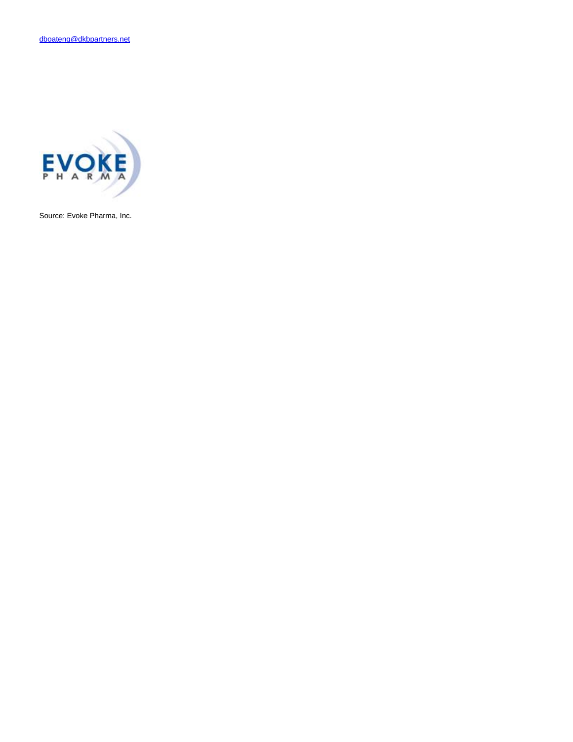dboateng@dkbpartners.net

Source: Evoke Pharma, Inc.